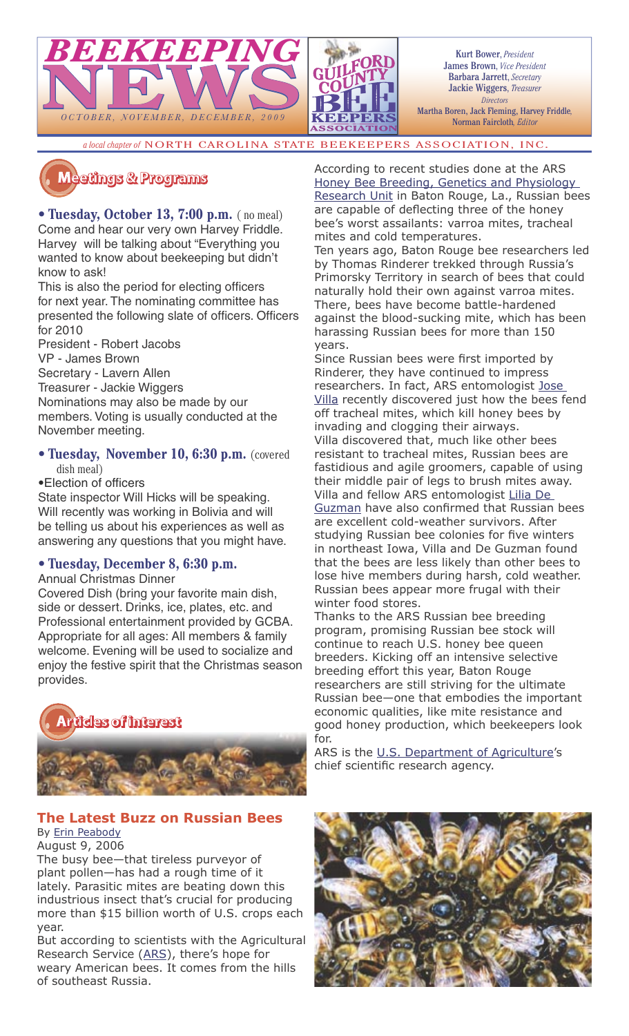# BEEKEEPING NEWS

*OCTOBER, NOVEMBER, DECEMBER, 2009*

GUILFORD COUNTY BEE KEEPERS ASSOCIATION

Kurt Bower, *President*
James Brown, *Vice President*
Barbara Jarrett, *Secretary*
Jackie Wiggers, *Treasurer*
*Directors*
Martha Boren, Jack Fleming, Harvey Friddle,
Norman Faircloth, *Editor*

*a local chapter of* NORTH CAROLINA STATE BEEKEEPERS ASSOCIATION, INC.

## Meetings & Programs

**• Tuesday, October 13, 7:00 p.m.** ( no meal)
Come and hear our very own Harvey Friddle. Harvey will be talking about "Everything you wanted to know about beekeeping but didn't know to ask!

This is also the period for electing officers for next year. The nominating committee has presented the following slate of officers. Officers for 2010

President - Robert Jacobs
VP - James Brown
Secretary - Lavern Allen
Treasurer - Jackie Wiggers

Nominations may also be made by our members. Voting is usually conducted at the November meeting.

**• Tuesday, November 10, 6:30 p.m.** (covered dish meal)

•Election of officers

State inspector Will Hicks will be speaking. Will recently was working in Bolivia and will be telling us about his experiences as well as answering any questions that you might have.

**• Tuesday, December 8, 6:30 p.m.**

Annual Christmas Dinner

Covered Dish (bring your favorite main dish, side or dessert. Drinks, ice, plates, etc. and Professional entertainment provided by GCBA. Appropriate for all ages: All members & family welcome. Evening will be used to socialize and enjoy the festive spirit that the Christmas season provides.

## Articles of Interest

### The Latest Buzz on Russian Bees

By Erin Peabody
August 9, 2006

The busy bee—that tireless purveyor of plant pollen—has had a rough time of it lately. Parasitic mites are beating down this industrious insect that's crucial for producing more than $15 billion worth of U.S. crops each year.

But according to scientists with the Agricultural Research Service (ARS), there's hope for weary American bees. It comes from the hills of southeast Russia.

According to recent studies done at the ARS Honey Bee Breeding, Genetics and Physiology Research Unit in Baton Rouge, La., Russian bees are capable of deflecting three of the honey bee's worst assailants: varroa mites, tracheal mites and cold temperatures.

Ten years ago, Baton Rouge bee researchers led by Thomas Rinderer trekked through Russia's Primorsky Territory in search of bees that could naturally hold their own against varroa mites. There, bees have become battle-hardened against the blood-sucking mite, which has been harassing Russian bees for more than 150 years.

Since Russian bees were first imported by Rinderer, they have continued to impress researchers. In fact, ARS entomologist Jose Villa recently discovered just how the bees fend off tracheal mites, which kill honey bees by invading and clogging their airways.

Villa discovered that, much like other bees resistant to tracheal mites, Russian bees are fastidious and agile groomers, capable of using their middle pair of legs to brush mites away. Villa and fellow ARS entomologist Lilia De Guzman have also confirmed that Russian bees are excellent cold-weather survivors. After studying Russian bee colonies for five winters in northeast Iowa, Villa and De Guzman found that the bees are less likely than other bees to lose hive members during harsh, cold weather. Russian bees appear more frugal with their winter food stores.

Thanks to the ARS Russian bee breeding program, promising Russian bee stock will continue to reach U.S. honey bee queen breeders. Kicking off an intensive selective breeding effort this year, Baton Rouge researchers are still striving for the ultimate Russian bee—one that embodies the important economic qualities, like mite resistance and good honey production, which beekeepers look for.

ARS is the U.S. Department of Agriculture's chief scientific research agency.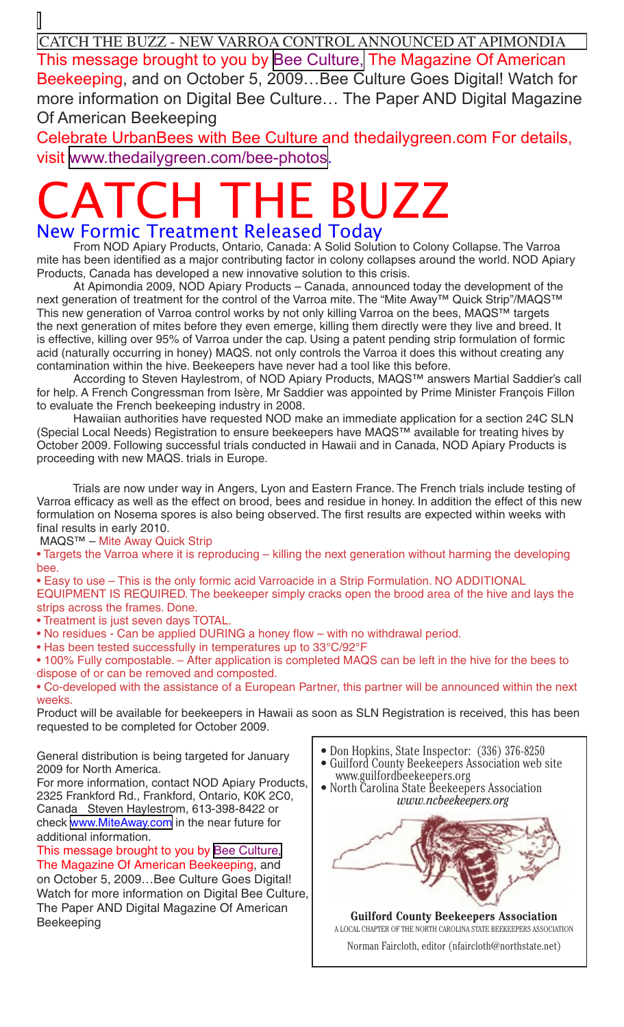CATCH THE BUZZ - NEW VARROA CONTROL ANNOUNCED AT APIMONDIA

This message brought to you by Bee Culture, The Magazine Of American Beekeeping, and on October 5, 2009…Bee Culture Goes Digital! Watch for more information on Digital Bee Culture… The Paper AND Digital Magazine Of American Beekeeping

Celebrate UrbanBees with Bee Culture and thedailygreen.com For details, visit www.thedailygreen.com/bee-photos.

# CATCH THE BUZZ

## New Formic Treatment Released Today

From NOD Apiary Products, Ontario, Canada: A Solid Solution to Colony Collapse. The Varroa mite has been identified as a major contributing factor in colony collapses around the world. NOD Apiary Products, Canada has developed a new innovative solution to this crisis.

At Apimondia 2009, NOD Apiary Products – Canada, announced today the development of the next generation of treatment for the control of the Varroa mite. The "Mite Away™ Quick Strip"/MAQS™ This new generation of Varroa control works by not only killing Varroa on the bees, MAQS™ targets the next generation of mites before they even emerge, killing them directly were they live and breed. It is effective, killing over 95% of Varroa under the cap. Using a patent pending strip formulation of formic acid (naturally occurring in honey) MAQS. not only controls the Varroa it does this without creating any contamination within the hive. Beekeepers have never had a tool like this before.

According to Steven Haylestrom, of NOD Apiary Products, MAQS™ answers Martial Saddier's call for help. A French Congressman from Isère, Mr Saddier was appointed by Prime Minister François Fillon to evaluate the French beekeeping industry in 2008.

Hawaiian authorities have requested NOD make an immediate application for a section 24C SLN (Special Local Needs) Registration to ensure beekeepers have MAQS™ available for treating hives by October 2009. Following successful trials conducted in Hawaii and in Canada, NOD Apiary Products is proceeding with new MAQS. trials in Europe.

Trials are now under way in Angers, Lyon and Eastern France. The French trials include testing of Varroa efficacy as well as the effect on brood, bees and residue in honey. In addition the effect of this new formulation on Nosema spores is also being observed. The first results are expected within weeks with final results in early 2010.

MAQS™ – Mite Away Quick Strip

- Targets the Varroa where it is reproducing – killing the next generation without harming the developing bee.
- Easy to use – This is the only formic acid Varroacide in a Strip Formulation. NO ADDITIONAL EQUIPMENT IS REQUIRED. The beekeeper simply cracks open the brood area of the hive and lays the strips across the frames. Done.
- Treatment is just seven days TOTAL.
- No residues - Can be applied DURING a honey flow – with no withdrawal period.
- Has been tested successfully in temperatures up to 33°C/92°F
- 100% Fully compostable. – After application is completed MAQS can be left in the hive for the bees to dispose of or can be removed and composted.
- Co-developed with the assistance of a European Partner, this partner will be announced within the next weeks.

Product will be available for beekeepers in Hawaii as soon as SLN Registration is received, this has been requested to be completed for October 2009.

General distribution is being targeted for January 2009 for North America.

For more information, contact NOD Apiary Products, 2325 Frankford Rd., Frankford, Ontario, K0K 2C0, Canada Steven Haylestrom, 613-398-8422 or check www.MiteAway.com in the near future for additional information.

This message brought to you by Bee Culture, The Magazine Of American Beekeeping, and on October 5, 2009…Bee Culture Goes Digital! Watch for more information on Digital Bee Culture, The Paper AND Digital Magazine Of American Beekeeping

- Don Hopkins, State Inspector: (336) 376-8250
- Guilford County Beekeepers Association web site www.guilfordbeekeepers.org
- North Carolina State Beekeepers Association *www.ncbeekeepers.org*

**Guilford County Beekeepers Association**

A LOCAL CHAPTER OF THE NORTH CAROLINA STATE BEEKEEPERS ASSOCIATION

Norman Faircloth, editor (nfaircloth@northstate.net)